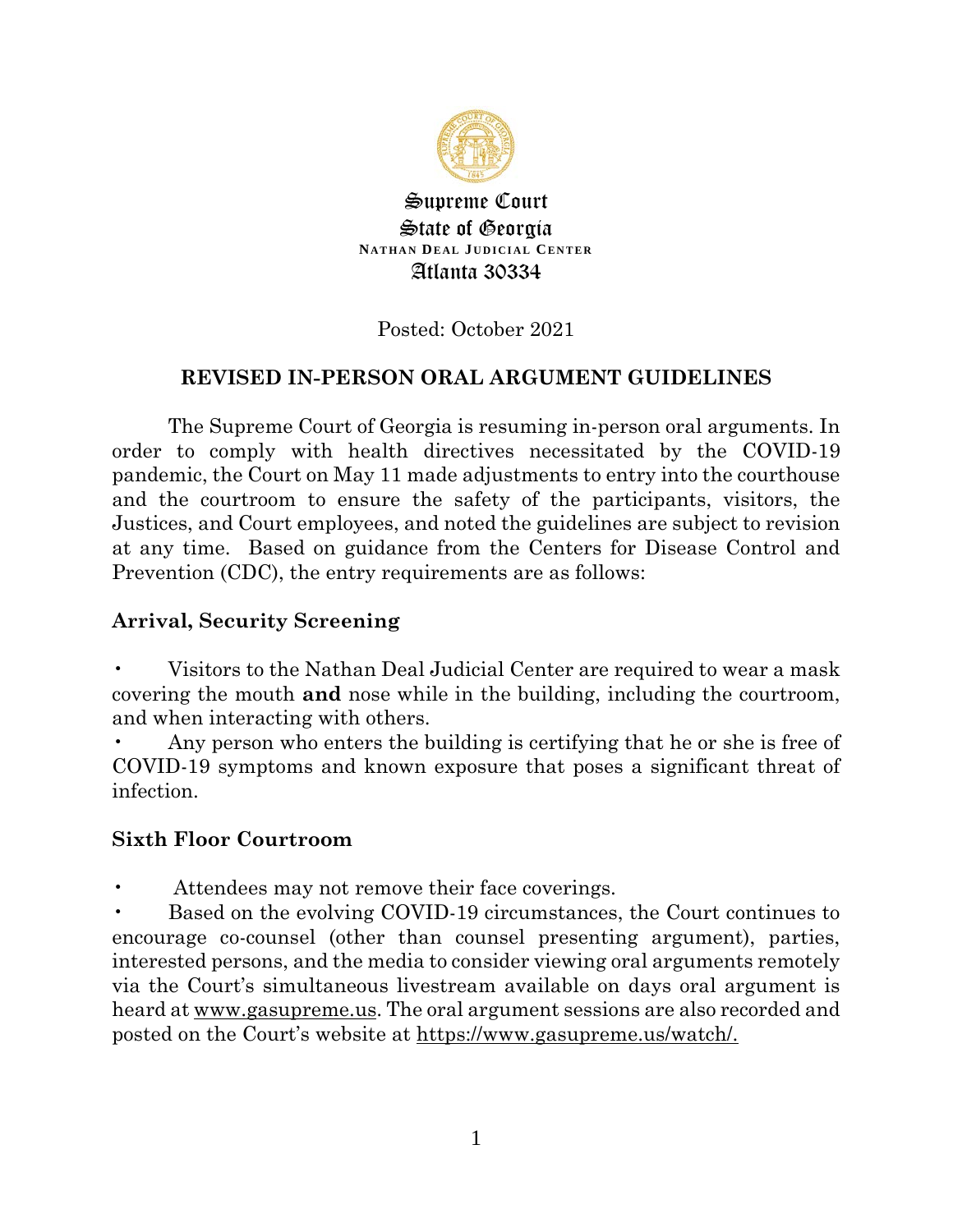Supreme Court
State of Georgia
NATHAN DEAL JUDICIAL CENTER
Atlanta 30334

Posted: October 2021

## REVISED IN-PERSON ORAL ARGUMENT GUIDELINES

The Supreme Court of Georgia is resuming in-person oral arguments. In order to comply with health directives necessitated by the COVID-19 pandemic, the Court on May 11 made adjustments to entry into the courthouse and the courtroom to ensure the safety of the participants, visitors, the Justices, and Court employees, and noted the guidelines are subject to revision at any time. Based on guidance from the Centers for Disease Control and Prevention (CDC), the entry requirements are as follows:

### Arrival, Security Screening

- Visitors to the Nathan Deal Judicial Center are required to wear a mask covering the mouth **and** nose while in the building, including the courtroom, and when interacting with others.
- Any person who enters the building is certifying that he or she is free of COVID-19 symptoms and known exposure that poses a significant threat of infection.

### Sixth Floor Courtroom

- Attendees may not remove their face coverings.
- Based on the evolving COVID-19 circumstances, the Court continues to encourage co-counsel (other than counsel presenting argument), parties, interested persons, and the media to consider viewing oral arguments remotely via the Court's simultaneous livestream available on days oral argument is heard at www.gasupreme.us. The oral argument sessions are also recorded and posted on the Court's website at https://www.gasupreme.us/watch/.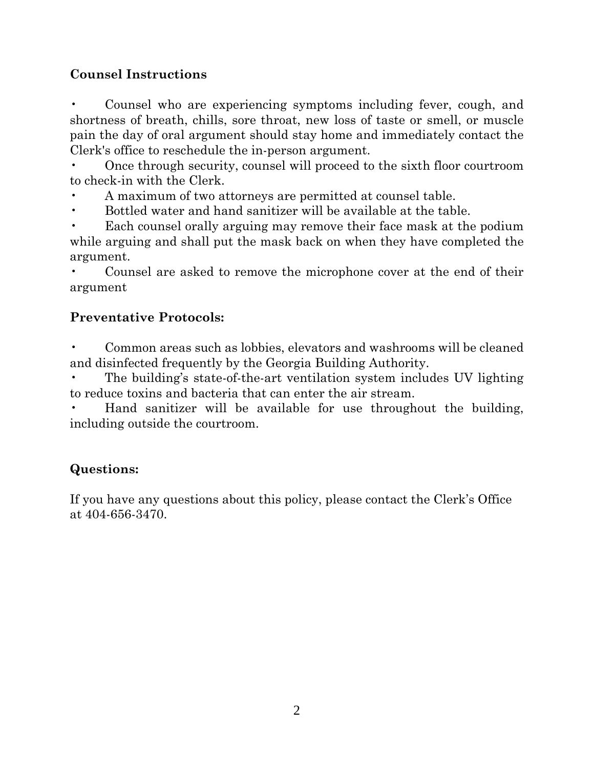**Counsel Instructions**

- Counsel who are experiencing symptoms including fever, cough, and shortness of breath, chills, sore throat, new loss of taste or smell, or muscle pain the day of oral argument should stay home and immediately contact the Clerk's office to reschedule the in-person argument.
- Once through security, counsel will proceed to the sixth floor courtroom to check-in with the Clerk.
- A maximum of two attorneys are permitted at counsel table.
- Bottled water and hand sanitizer will be available at the table.
- Each counsel orally arguing may remove their face mask at the podium while arguing and shall put the mask back on when they have completed the argument.
- Counsel are asked to remove the microphone cover at the end of their argument

**Preventative Protocols:**

- Common areas such as lobbies, elevators and washrooms will be cleaned and disinfected frequently by the Georgia Building Authority.
- The building's state-of-the-art ventilation system includes UV lighting to reduce toxins and bacteria that can enter the air stream.
- Hand sanitizer will be available for use throughout the building, including outside the courtroom.

**Questions:**

If you have any questions about this policy, please contact the Clerk's Office at 404-656-3470.